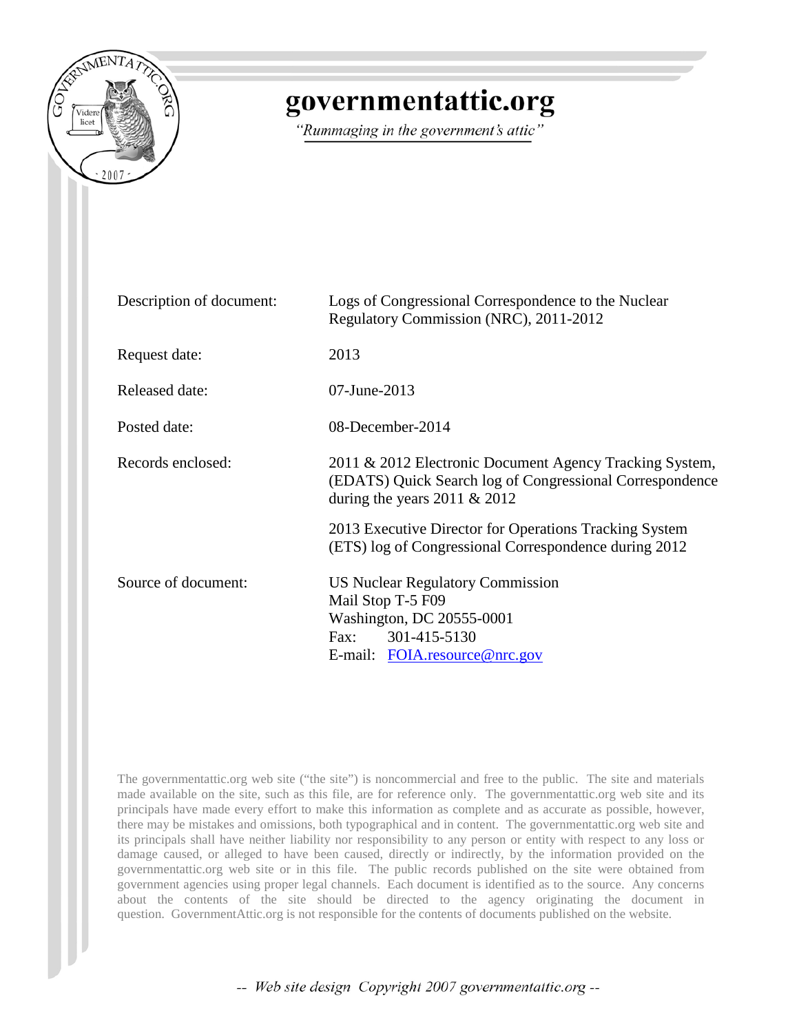# governmentattic.org

*"Rummaging in the government's attic"*

| | |
|---|---|
| Description of document: | Logs of Congressional Correspondence to the Nuclear Regulatory Commission (NRC), 2011-2012 |
| Request date: | 2013 |
| Released date: | 07-June-2013 |
| Posted date: | 08-December-2014 |
| Records enclosed: | 2011 & 2012 Electronic Document Agency Tracking System, (EDATS) Quick Search log of Congressional Correspondence during the years 2011 & 2012<br><br>2013 Executive Director for Operations Tracking System (ETS) log of Congressional Correspondence during 2012 |
| Source of document: | US Nuclear Regulatory Commission<br>Mail Stop T-5 F09<br>Washington, DC 20555-0001<br>Fax: 301-415-5130<br>E-mail: FOIA.resource@nrc.gov |

The governmentattic.org web site ("the site") is noncommercial and free to the public. The site and materials made available on the site, such as this file, are for reference only. The governmentattic.org web site and its principals have made every effort to make this information as complete and as accurate as possible, however, there may be mistakes and omissions, both typographical and in content. The governmentattic.org web site and its principals shall have neither liability nor responsibility to any person or entity with respect to any loss or damage caused, or alleged to have been caused, directly or indirectly, by the information provided on the governmentattic.org web site or in this file. The public records published on the site were obtained from government agencies using proper legal channels. Each document is identified as to the source. Any concerns about the contents of the site should be directed to the agency originating the document in question. GovernmentAttic.org is not responsible for the contents of documents published on the website.

-- Web site design Copyright 2007 governmentattic.org --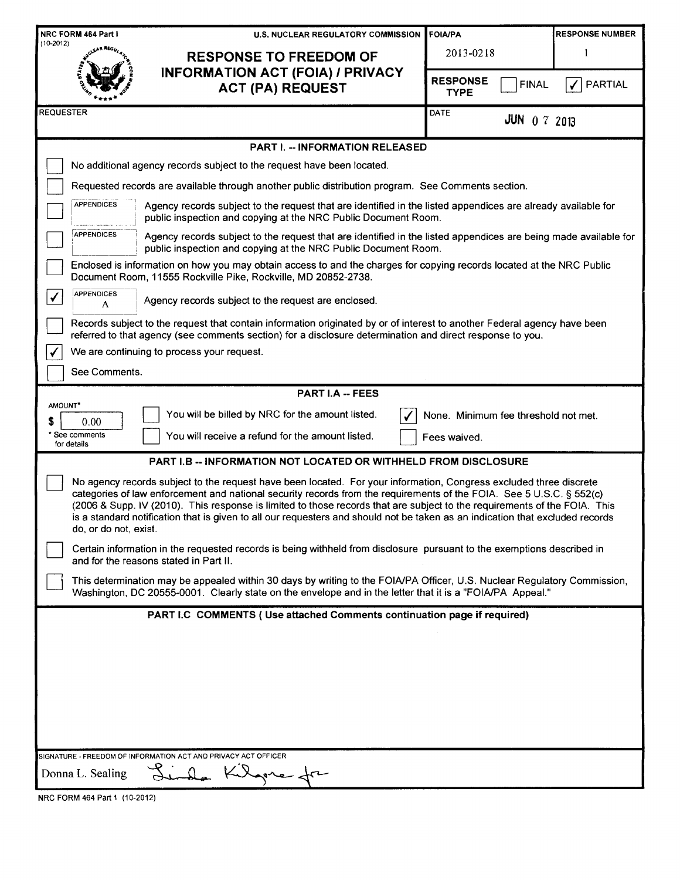NRC FORM 464 Part I (10-2012)

U.S. NUCLEAR REGULATORY COMMISSION

# RESPONSE TO FREEDOM OF INFORMATION ACT (FOIA) / PRIVACY ACT (PA) REQUEST

| FOIA/PA | RESPONSE NUMBER |
|---|---|
| 2013-0218 | 1 |

RESPONSE TYPE: ☐ FINAL ☑ PARTIAL

REQUESTER:

DATE: JUN 07 2013

## PART I. -- INFORMATION RELEASED

- ☐ No additional agency records subject to the request have been located.
- ☐ Requested records are available through another public distribution program. See Comments section.
- ☐ APPENDICES — Agency records subject to the request that are identified in the listed appendices are already available for public inspection and copying at the NRC Public Document Room.
- ☐ APPENDICES — Agency records subject to the request that are identified in the listed appendices are being made available for public inspection and copying at the NRC Public Document Room.
- ☐ Enclosed is information on how you may obtain access to and the charges for copying records located at the NRC Public Document Room, 11555 Rockville Pike, Rockville, MD 20852-2738.
- ☑ APPENDICES A — Agency records subject to the request are enclosed.
- ☐ Records subject to the request that contain information originated by or of interest to another Federal agency have been referred to that agency (see comments section) for a disclosure determination and direct response to you.
- ☑ We are continuing to process your request.
- ☐ See Comments.

## PART I.A -- FEES

AMOUNT* $ 0.00

\* See comments for details

- ☐ You will be billed by NRC for the amount listed.
- ☐ You will receive a refund for the amount listed.
- ☑ None. Minimum fee threshold not met.
- ☐ Fees waived.

## PART I.B -- INFORMATION NOT LOCATED OR WITHHELD FROM DISCLOSURE

- ☐ No agency records subject to the request have been located. For your information, Congress excluded three discrete categories of law enforcement and national security records from the requirements of the FOIA. See 5 U.S.C. § 552(c) (2006 & Supp. IV (2010). This response is limited to those records that are subject to the requirements of the FOIA. This is a standard notification that is given to all our requesters and should not be taken as an indication that excluded records do, or do not, exist.
- ☐ Certain information in the requested records is being withheld from disclosure pursuant to the exemptions described in and for the reasons stated in Part II.
- ☐ This determination may be appealed within 30 days by writing to the FOIA/PA Officer, U.S. Nuclear Regulatory Commission, Washington, DC 20555-0001. Clearly state on the envelope and in the letter that it is a "FOIA/PA Appeal."

## PART I.C COMMENTS ( Use attached Comments continuation page if required)

SIGNATURE - FREEDOM OF INFORMATION ACT AND PRIVACY ACT OFFICER

Donna L. Sealing — Linda Kilgore for

NRC FORM 464 Part 1 (10-2012)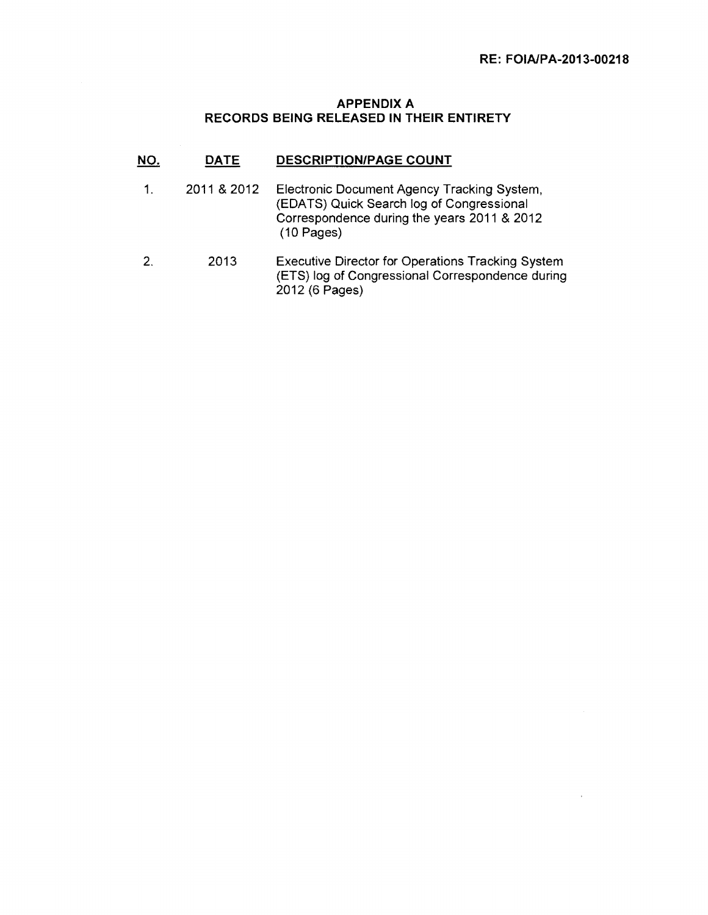RE: FOIA/PA-2013-00218

## APPENDIX A
## RECORDS BEING RELEASED IN THEIR ENTIRETY

| NO. | DATE | DESCRIPTION/PAGE COUNT |
|---|---|---|
| 1. | 2011 & 2012 | Electronic Document Agency Tracking System, (EDATS) Quick Search log of Congressional Correspondence during the years 2011 & 2012 (10 Pages) |
| 2. | 2013 | Executive Director for Operations Tracking System (ETS) log of Congressional Correspondence during 2012 (6 Pages) |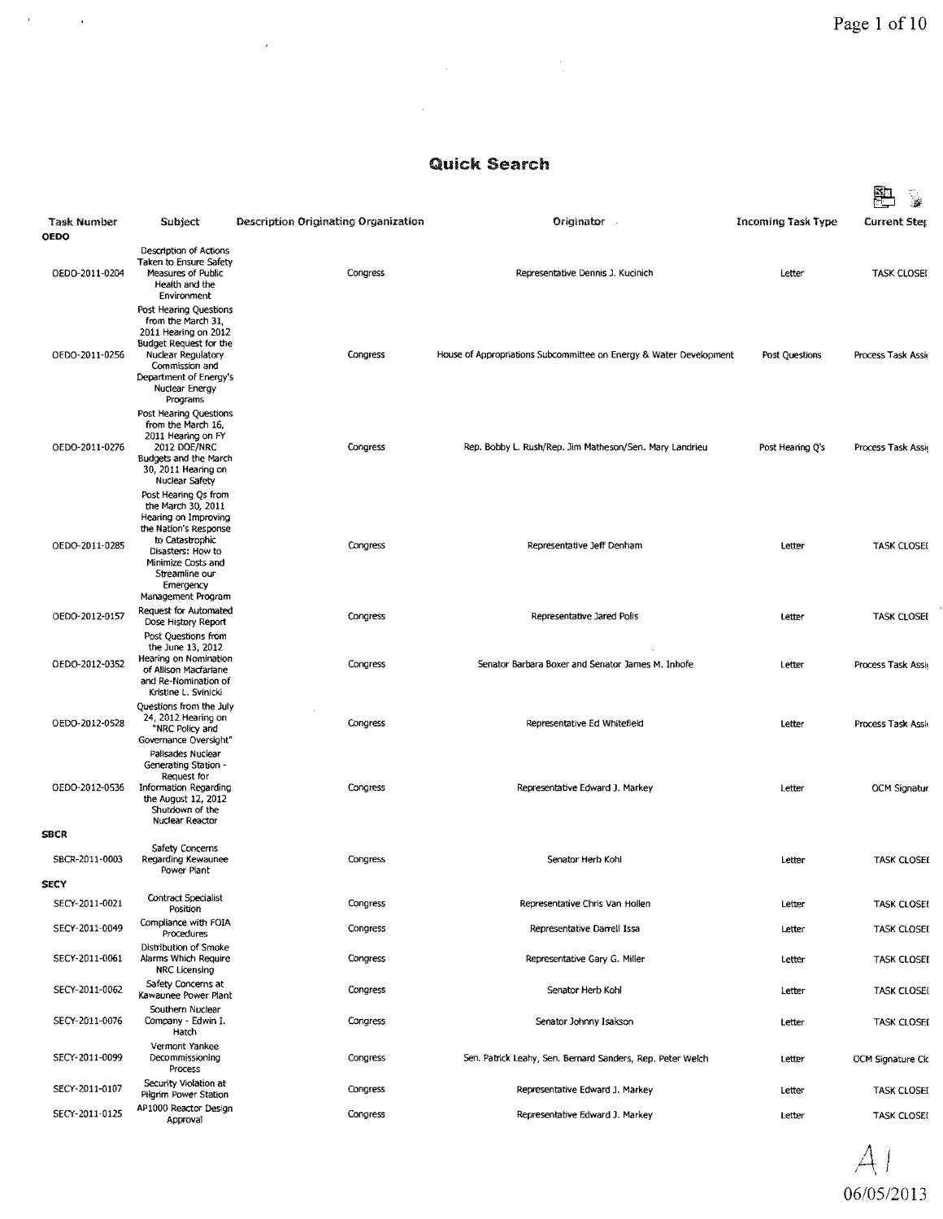# Quick Search

| Task Number | Subject | Description Originating Organization | Originator | Incoming Task Type | Current Step |
|---|---|---|---|---|---|
| **OEDO** | | | | | |
| OEDO-2011-0204 | Description of Actions Taken to Ensure Safety Measures of Public Health and the Environment | Congress | Representative Dennis J. Kucinich | Letter | TASK CLOSEI |
| OEDO-2011-0256 | Post Hearing Questions from the March 31, 2011 Hearing on 2012 Budget Request for the Nuclear Regulatory Commission and Department of Energy's Nuclear Energy Programs | Congress | House of Appropriations Subcommittee on Energy & Water Development | Post Questions | Process Task Assi |
| OEDO-2011-0276 | Post Hearing Questions from the March 16, 2011 Hearing on FY 2012 DOE/NRC Budgets and the March 30, 2011 Hearing on Nuclear Safety | Congress | Rep. Bobby L. Rush/Rep. Jim Matheson/Sen. Mary Landrieu | Post Hearing Q's | Process Task Assi |
| OEDO-2011-0285 | Post Hearing Qs from the March 30, 2011 Hearing on Improving the Nation's Response to Catastrophic Disasters: How to Minimize Costs and Streamline our Emergency Management Program | Congress | Representative Jeff Denham | Letter | TASK CLOSEI |
| OEDO-2012-0157 | Request for Automated Dose History Report | Congress | Representative Jared Polis | Letter | TASK CLOSEI |
| OEDO-2012-0352 | Post Questions from the June 13, 2012 Hearing on Nomination of Allison Macfarlane and Re-Nomination of Kristine L. Svinicki | Congress | Senator Barbara Boxer and Senator James M. Inhofe | Letter | Process Task Assi |
| OEDO-2012-0528 | Questions from the July 24, 2012 Hearing on "NRC Policy and Governance Oversight" | Congress | Representative Ed Whitefield | Letter | Process Task Assi |
| OEDO-2012-0536 | Palisades Nuclear Generating Station - Request for Information Regarding the August 12, 2012 Shutdown of the Nuclear Reactor | Congress | Representative Edward J. Markey | Letter | OCM Signatur |
| **SBCR** | | | | | |
| SBCR-2011-0003 | Safety Concerns Regarding Kewaunee Power Plant | Congress | Senator Herb Kohl | Letter | TASK CLOSEI |
| **SECY** | | | | | |
| SECY-2011-0021 | Contract Specialist Position | Congress | Representative Chris Van Hollen | Letter | TASK CLOSEI |
| SECY-2011-0049 | Compliance with FOIA Procedures | Congress | Representative Darrell Issa | Letter | TASK CLOSEI |
| SECY-2011-0061 | Distribution of Smoke Alarms Which Require NRC Licensing | Congress | Representative Gary G. Miller | Letter | TASK CLOSEI |
| SECY-2011-0062 | Safety Concerns at Kawaunee Power Plant | Congress | Senator Herb Kohl | Letter | TASK CLOSEI |
| SECY-2011-0076 | Southern Nuclear Company - Edwin I. Hatch | Congress | Senator Johnny Isakson | Letter | TASK CLOSEI |
| SECY-2011-0099 | Vermont Yankee Decommissioning Process | Congress | Sen. Patrick Leahy, Sen. Bernard Sanders, Rep. Peter Welch | Letter | OCM Signature Cl |
| SECY-2011-0107 | Security Violation at Pilgrim Power Station | Congress | Representative Edward J. Markey | Letter | TASK CLOSEI |
| SECY-2011-0125 | AP1000 Reactor Design Approval | Congress | Representative Edward J. Markey | Letter | TASK CLOSEI |

A1
06/05/2013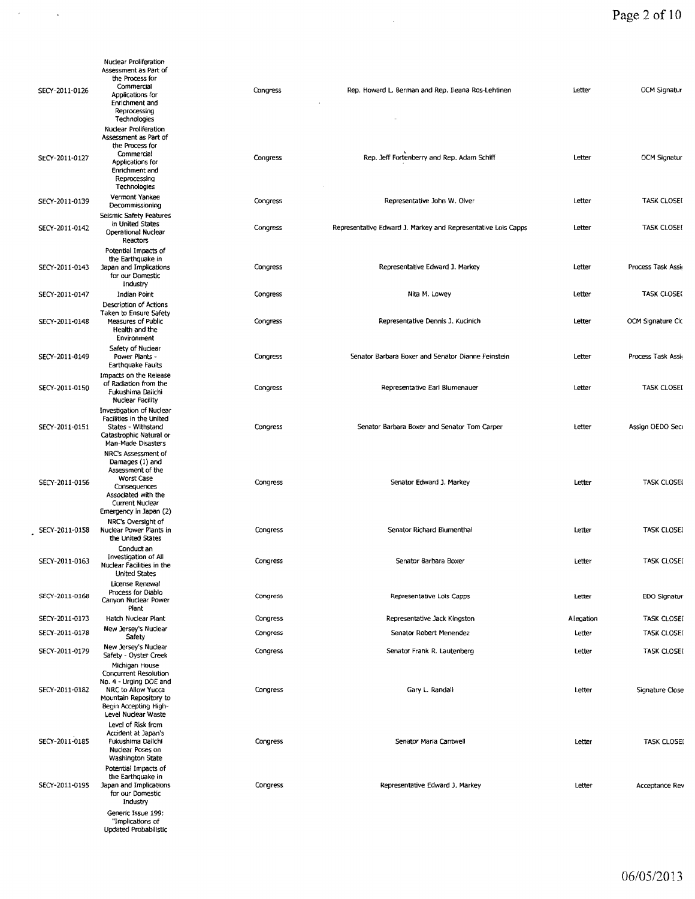| | | | | | |
|---|---|---|---|---|---|
| SECY-2011-0126 | Nuclear Proliferation Assessment as Part of the Process for Commercial Applications for Enrichment and Reprocessing Technologies | Congress | Rep. Howard L. Berman and Rep. Ileana Ros-Lehtinen | Letter | OCM Signatur |
| SECY-2011-0127 | Nuclear Proliferation Assessment as Part of the Process for Commercial Applications for Enrichment and Reprocessing Technologies | Congress | Rep. Jeff Fortenberry and Rep. Adam Schiff | Letter | OCM Signatur |
| SECY-2011-0139 | Vermont Yankee Decommissioning | Congress | Representative John W. Olver | Letter | TASK CLOSEI |
| SECY-2011-0142 | Seismic Safety Features in United States Operational Nuclear Reactors | Congress | Representative Edward J. Markey and Representative Lois Capps | Letter | TASK CLOSEI |
| SECY-2011-0143 | Potential Impacts of the Earthquake in Japan and Implications for our Domestic Industry | Congress | Representative Edward J. Markey | Letter | Process Task Assi |
| SECY-2011-0147 | Indian Point | Congress | Nita M. Lowey | Letter | TASK CLOSEI |
| SECY-2011-0148 | Description of Actions Taken to Ensure Safety Measures of Public Health and the Environment | Congress | Representative Dennis J. Kucinich | Letter | OCM Signature Clc |
| SECY-2011-0149 | Safety of Nuclear Power Plants - Earthquake Faults | Congress | Senator Barbara Boxer and Senator Dianne Feinstein | Letter | Process Task Assi |
| SECY-2011-0150 | Impacts on the Release of Radiation from the Fukushima Daiichi Nuclear Facility | Congress | Representative Earl Blumenauer | Letter | TASK CLOSEI |
| SECY-2011-0151 | Investigation of Nuclear Facilities in the United States - Withstand Catastrophic Natural or Man-Made Disasters | Congress | Senator Barbara Boxer and Senator Tom Carper | Letter | Assign OEDO Seci |
| SECY-2011-0156 | NRC's Assessment of Damages (1) and Assessment of the Worst Case Consequences Associated with the Current Nuclear Emergency in Japan (2) | Congress | Senator Edward J. Markey | Letter | TASK CLOSEI |
| SECY-2011-0158 | NRC's Oversight of Nuclear Power Plants in the United States | Congress | Senator Richard Blumenthal | Letter | TASK CLOSEI |
| SECY-2011-0163 | Conduct an Investigation of All Nuclear Facilities in the United States | Congress | Senator Barbara Boxer | Letter | TASK CLOSEI |
| SECY-2011-0168 | License Renewal Process for Diablo Canyon Nuclear Power Plant | Congress | Representative Lois Capps | Letter | EDO Signatur |
| SECY-2011-0173 | Hatch Nuclear Plant | Congress | Representative Jack Kingston | Allegation | TASK CLOSEI |
| SECY-2011-0178 | New Jersey's Nuclear Safety | Congress | Senator Robert Menendez | Letter | TASK CLOSEI |
| SECY-2011-0179 | New Jersey's Nuclear Safety - Oyster Creek | Congress | Senator Frank R. Lautenberg | Letter | TASK CLOSEI |
| SECY-2011-0182 | Michigan House Concurrent Resolution No. 4 - Urging DOE and NRC to Allow Yucca Mountain Repository to Begin Accepting High-Level Nuclear Waste | Congress | Gary L. Randall | Letter | Signature Close |
| SECY-2011-0185 | Level of Risk from Accident at Japan's Fukushima Daiichi Nuclear Poses on Washington State | Congress | Senator Maria Cantwell | Letter | TASK CLOSEI |
| SECY-2011-0195 | Potential Impacts of the Earthquake in Japan and Implications for our Domestic Industry | Congress | Representative Edward J. Markey | Letter | Acceptance Rev |
| | Generic Issue 199: "Implications of Updated Probabilistic | | | | |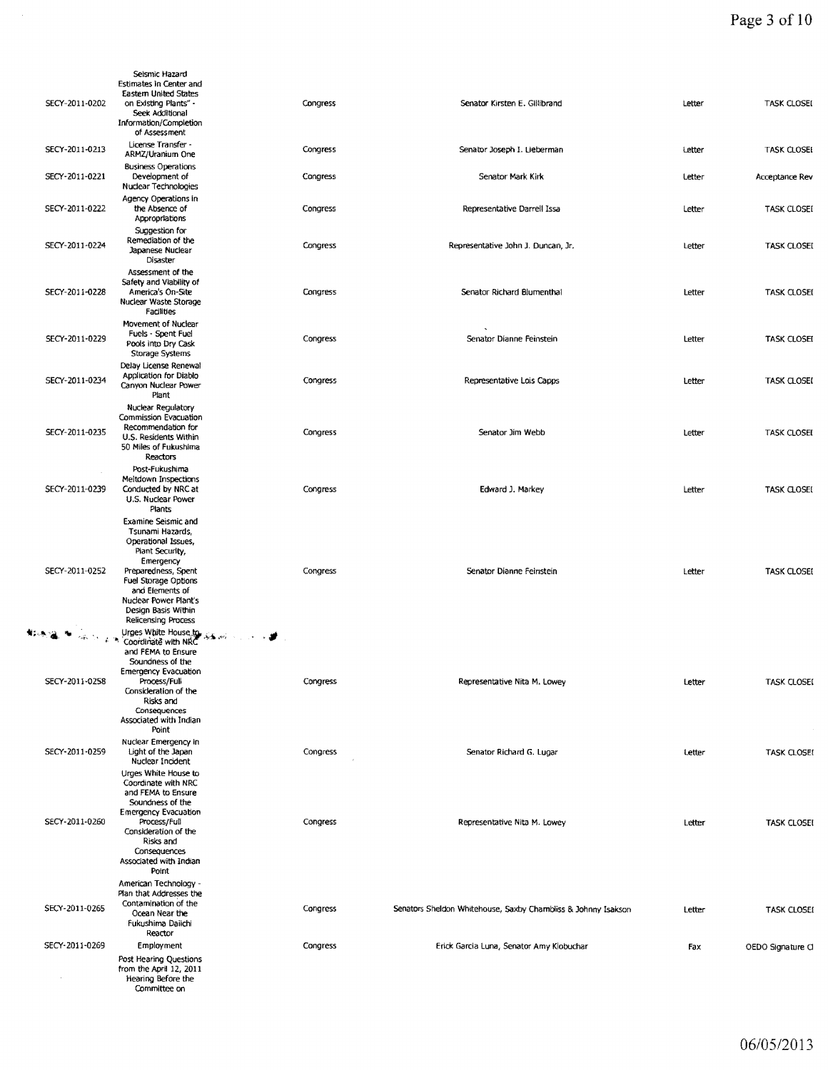| | | | | | |
|---|---|---|---|---|---|
| SECY-2011-0202 | Seismic Hazard Estimates in Center and Eastern United States on Existing Plants" - Seek Additional Information/Completion of Assessment | Congress | Senator Kirsten E. Gillibrand | Letter | TASK CLOSEI |
| SECY-2011-0213 | License Transfer - ARMZ/Uranium One | Congress | Senator Joseph I. Lieberman | Letter | TASK CLOSEI |
| SECY-2011-0221 | Business Operations Development of Nuclear Technologies | Congress | Senator Mark Kirk | Letter | Acceptance Rev |
| SECY-2011-0222 | Agency Operations in the Absence of Appropriations | Congress | Representative Darrell Issa | Letter | TASK CLOSEI |
| SECY-2011-0224 | Suggestion for Remediation of the Japanese Nuclear Disaster | Congress | Representative John J. Duncan, Jr. | Letter | TASK CLOSEI |
| SECY-2011-0228 | Assessment of the Safety and Viability of America's On-Site Nuclear Waste Storage Facilities | Congress | Senator Richard Blumenthal | Letter | TASK CLOSEI |
| SECY-2011-0229 | Movement of Nuclear Fuels - Spent Fuel Pools into Dry Cask Storage Systems | Congress | Senator Dianne Feinstein | Letter | TASK CLOSEI |
| SECY-2011-0234 | Delay License Renewal Application for Diablo Canyon Nuclear Power Plant | Congress | Representative Lois Capps | Letter | TASK CLOSEI |
| SECY-2011-0235 | Nuclear Regulatory Commission Evacuation Recommendation for U.S. Residents Within 50 Miles of Fukushima Reactors | Congress | Senator Jim Webb | Letter | TASK CLOSEI |
| SECY-2011-0239 | Post-Fukushima Meltdown Inspections Conducted by NRC at U.S. Nuclear Power Plants | Congress | Edward J. Markey | Letter | TASK CLOSEI |
| SECY-2011-0252 | Examine Seismic and Tsunami Hazards, Operational Issues, Plant Security, Emergency Preparedness, Spent Fuel Storage Options and Elements of Nuclear Power Plant's Design Basis Within Relicensing Process | Congress | Senator Dianne Feinstein | Letter | TASK CLOSEI |
| SECY-2011-0258 | Urges White House to Coordinate with NRC and FEMA to Ensure Soundness of the Emergency Evacuation Process/Full Consideration of the Risks and Consequences Associated with Indian Point | Congress | Representative Nita M. Lowey | Letter | TASK CLOSEI |
| SECY-2011-0259 | Nuclear Emergency in Light of the Japan Nuclear Incident | Congress | Senator Richard G. Lugar | Letter | TASK CLOSEI |
| SECY-2011-0260 | Urges White House to Coordinate with NRC and FEMA to Ensure Soundness of the Emergency Evacuation Process/Full Consideration of the Risks and Consequences Associated with Indian Point | Congress | Representative Nita M. Lowey | Letter | TASK CLOSEI |
| SECY-2011-0265 | American Technology - Plan that Addresses the Contamination of the Ocean Near the Fukushima Daiichi Reactor | Congress | Senators Sheldon Whitehouse, Saxby Chambliss & Johnny Isakson | Letter | TASK CLOSEI |
| SECY-2011-0269 | Employment | Congress | Erick Garcia Luna, Senator Amy Klobuchar | Fax | OEDO Signature Cl |
| | Post Hearing Questions from the April 12, 2011 Hearing Before the Committee on | | | | |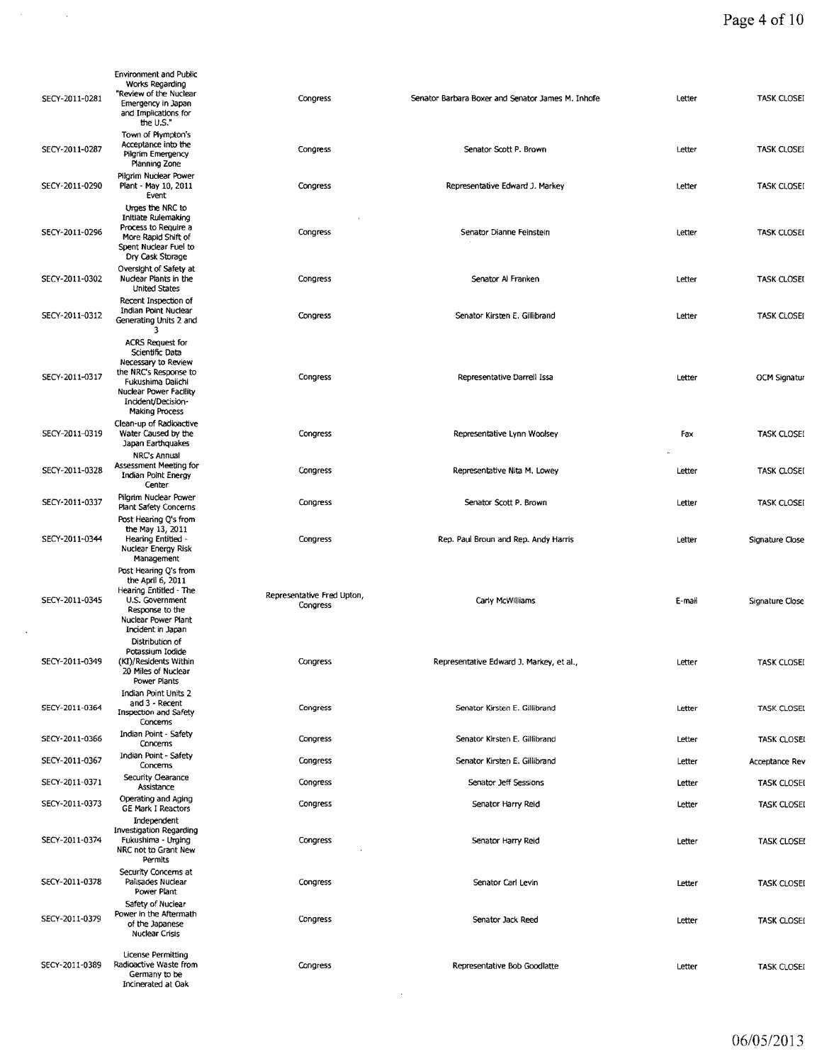| | | | | | |
|---|---|---|---|---|---|
| SECY-2011-0281 | Environment and Public Works Regarding "Review of the Nuclear Emergency in Japan and Implications for the U.S." | Congress | Senator Barbara Boxer and Senator James M. Inhofe | Letter | TASK CLOSEI |
| SECY-2011-0287 | Town of Plympton's Acceptance into the Pilgrim Emergency Planning Zone | Congress | Senator Scott P. Brown | Letter | TASK CLOSEI |
| SECY-2011-0290 | Pilgrim Nuclear Power Plant - May 10, 2011 Event | Congress | Representative Edward J. Markey | Letter | TASK CLOSEI |
| SECY-2011-0296 | Urges the NRC to Initiate Rulemaking Process to Require a More Rapid Shift of Spent Nuclear Fuel to Dry Cask Storage | Congress | Senator Dianne Feinstein | Letter | TASK CLOSEI |
| SECY-2011-0302 | Oversight of Safety at Nuclear Plants in the United States | Congress | Senator Al Franken | Letter | TASK CLOSEI |
| SECY-2011-0312 | Recent Inspection of Indian Point Nuclear Generating Units 2 and 3 | Congress | Senator Kirsten E. Gillibrand | Letter | TASK CLOSEI |
| SECY-2011-0317 | ACRS Request for Scientific Data Necessary to Review the NRC's Response to Fukushima Daiichi Nuclear Power Facility Incident/Decision-Making Process | Congress | Representative Darrell Issa | Letter | OCM Signatur |
| SECY-2011-0319 | Clean-up of Radioactive Water Caused by the Japan Earthquakes | Congress | Representative Lynn Woolsey | Fax | TASK CLOSEI |
| SECY-2011-0328 | NRC's Annual Assessment Meeting for Indian Point Energy Center | Congress | Representative Nita M. Lowey | Letter | TASK CLOSEI |
| SECY-2011-0337 | Pilgrim Nuclear Power Plant Safety Concerns | Congress | Senator Scott P. Brown | Letter | TASK CLOSEI |
| SECY-2011-0344 | Post Hearing Q's from the May 13, 2011 Hearing Entitled - Nuclear Energy Risk Management | Congress | Rep. Paul Broun and Rep. Andy Harris | Letter | Signature Close |
| SECY-2011-0345 | Post Hearing Q's from the April 6, 2011 Hearing Entitled - The U.S. Government Response to the Nuclear Power Plant Incident in Japan | Representative Fred Upton, Congress | Carly McWilliams | E-mail | Signature Close |
| SECY-2011-0349 | Distribution of Potassium Iodide (KI)/Residents Within 20 Miles of Nuclear Power Plants | Congress | Representative Edward J. Markey, et al., | Letter | TASK CLOSEI |
| SECY-2011-0364 | Indian Point Units 2 and 3 - Recent Inspection and Safety Concerns | Congress | Senator Kirsten E. Gillibrand | Letter | TASK CLOSEI |
| SECY-2011-0366 | Indian Point - Safety Concerns | Congress | Senator Kirsten E. Gillibrand | Letter | TASK CLOSEI |
| SECY-2011-0367 | Indian Point - Safety Concerns | Congress | Senator Kirsten E. Gillibrand | Letter | Acceptance Rev |
| SECY-2011-0371 | Security Clearance Assistance | Congress | Senator Jeff Sessions | Letter | TASK CLOSEI |
| SECY-2011-0373 | Operating and Aging GE Mark I Reactors | Congress | Senator Harry Reid | Letter | TASK CLOSEI |
| SECY-2011-0374 | Independent Investigation Regarding Fukushima - Urging NRC not to Grant New Permits | Congress | Senator Harry Reid | Letter | TASK CLOSEI |
| SECY-2011-0378 | Security Concerns at Palisades Nuclear Power Plant | Congress | Senator Carl Levin | Letter | TASK CLOSEI |
| SECY-2011-0379 | Safety of Nuclear Power in the Aftermath of the Japanese Nuclear Crisis | Congress | Senator Jack Reed | Letter | TASK CLOSEI |
| SECY-2011-0389 | License Permitting Radioactive Waste from Germany to be Incinerated at Oak | Congress | Representative Bob Goodlatte | Letter | TASK CLOSEI |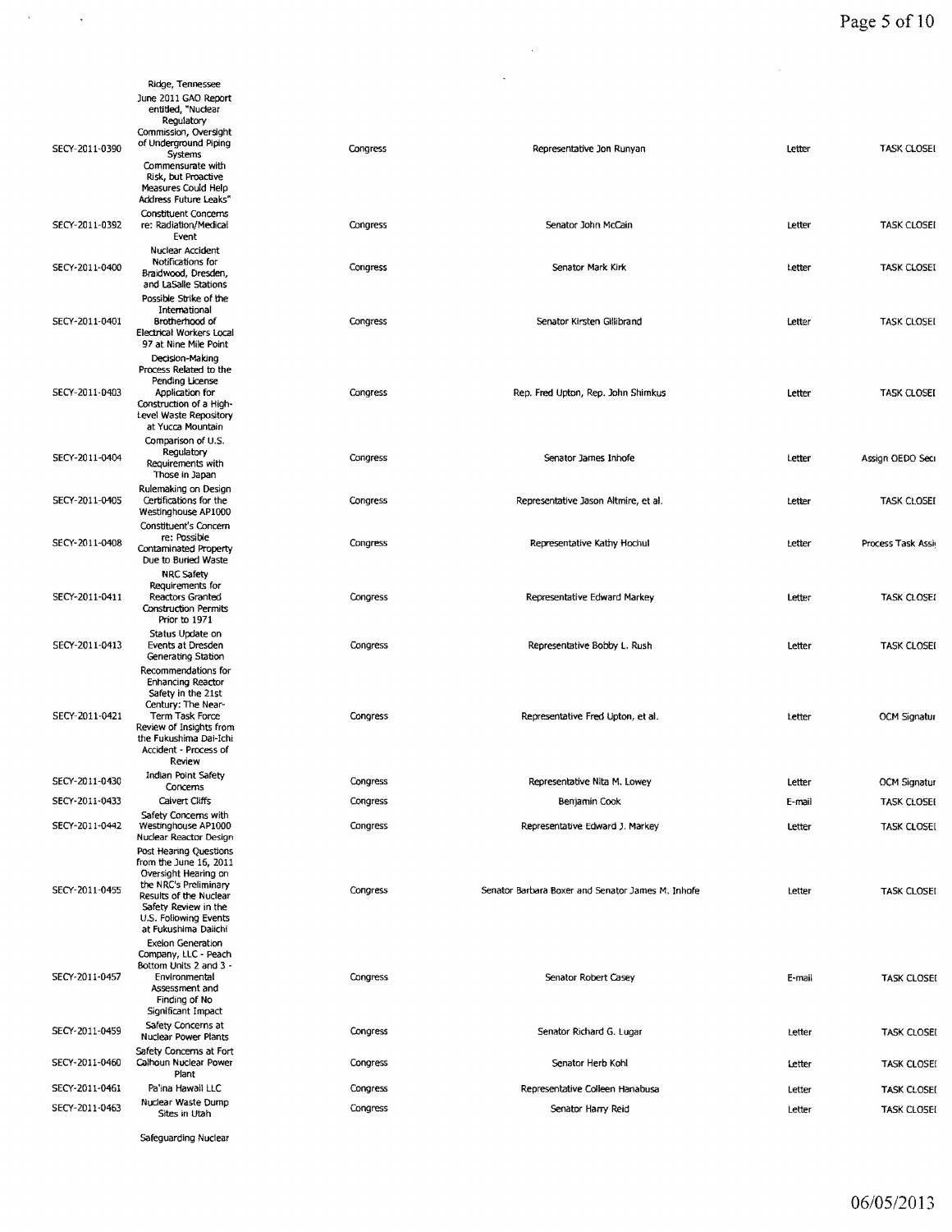| | | | | | |
|---|---|---|---|---|---|
| | Ridge, Tennessee | | | | |
| SECY-2011-0390 | June 2011 GAO Report entitled, "Nuclear Regulatory Commission, Oversight of Underground Piping Systems Commensurate with Risk, but Proactive Measures Could Help Address Future Leaks" | Congress | Representative Jon Runyan | Letter | TASK CLOSEI |
| SECY-2011-0392 | Constituent Concerns re: Radiation/Medical Event | Congress | Senator John McCain | Letter | TASK CLOSEI |
| SECY-2011-0400 | Nuclear Accident Notifications for Braidwood, Dresden, and LaSalle Stations | Congress | Senator Mark Kirk | Letter | TASK CLOSEI |
| SECY-2011-0401 | Possible Strike of the International Brotherhood of Electrical Workers Local 97 at Nine Mile Point | Congress | Senator Kirsten Gillibrand | Letter | TASK CLOSEI |
| SECY-2011-0403 | Decision-Making Process Related to the Pending License Application for Construction of a High-Level Waste Repository at Yucca Mountain | Congress | Rep. Fred Upton, Rep. John Shimkus | Letter | TASK CLOSEI |
| SECY-2011-0404 | Comparison of U.S. Regulatory Requirements with Those in Japan | Congress | Senator James Inhofe | Letter | Assign OEDO Seci |
| SECY-2011-0405 | Rulemaking on Design Certifications for the Westinghouse AP1000 | Congress | Representative Jason Altmire, et al. | Letter | TASK CLOSEI |
| SECY-2011-0408 | Constituent's Concern re: Possible Contaminated Property Due to Buried Waste | Congress | Representative Kathy Hochul | Letter | Process Task Assi |
| SECY-2011-0411 | NRC Safety Requirements for Reactors Granted Construction Permits Prior to 1971 | Congress | Representative Edward Markey | Letter | TASK CLOSEI |
| SECY-2011-0413 | Status Update on Events at Dresden Generating Station | Congress | Representative Bobby L. Rush | Letter | TASK CLOSEI |
| SECY-2011-0421 | Recommendations for Enhancing Reactor Safety in the 21st Century: The Near-Term Task Force Review of Insights from the Fukushima Dai-Ichi Accident - Process of Review | Congress | Representative Fred Upton, et al. | Letter | OCM Signatur |
| SECY-2011-0430 | Indian Point Safety Concerns | Congress | Representative Nita M. Lowey | Letter | OCM Signatur |
| SECY-2011-0433 | Calvert Cliffs | Congress | Benjamin Cook | E-mail | TASK CLOSEI |
| SECY-2011-0442 | Safety Concerns with Westinghouse AP1000 Nuclear Reactor Design | Congress | Representative Edward J. Markey | Letter | TASK CLOSEI |
| SECY-2011-0455 | Post Hearing Questions from the June 16, 2011 Oversight Hearing on the NRC's Preliminary Results of the Nuclear Safety Review in the U.S. Following Events at Fukushima Daiichi | Congress | Senator Barbara Boxer and Senator James M. Inhofe | Letter | TASK CLOSEI |
| SECY-2011-0457 | Exelon Generation Company, LLC - Peach Bottom Units 2 and 3 - Environmental Assessment and Finding of No Significant Impact | Congress | Senator Robert Casey | E-mail | TASK CLOSEI |
| SECY-2011-0459 | Safety Concerns at Nuclear Power Plants | Congress | Senator Richard G. Lugar | Letter | TASK CLOSEI |
| SECY-2011-0460 | Safety Concerns at Fort Calhoun Nuclear Power Plant | Congress | Senator Herb Kohl | Letter | TASK CLOSEI |
| SECY-2011-0461 | Pa'ina Hawaii LLC | Congress | Representative Colleen Hanabusa | Letter | TASK CLOSEI |
| SECY-2011-0463 | Nuclear Waste Dump Sites in Utah | Congress | Senator Harry Reid | Letter | TASK CLOSEI |
| | Safeguarding Nuclear | | | | |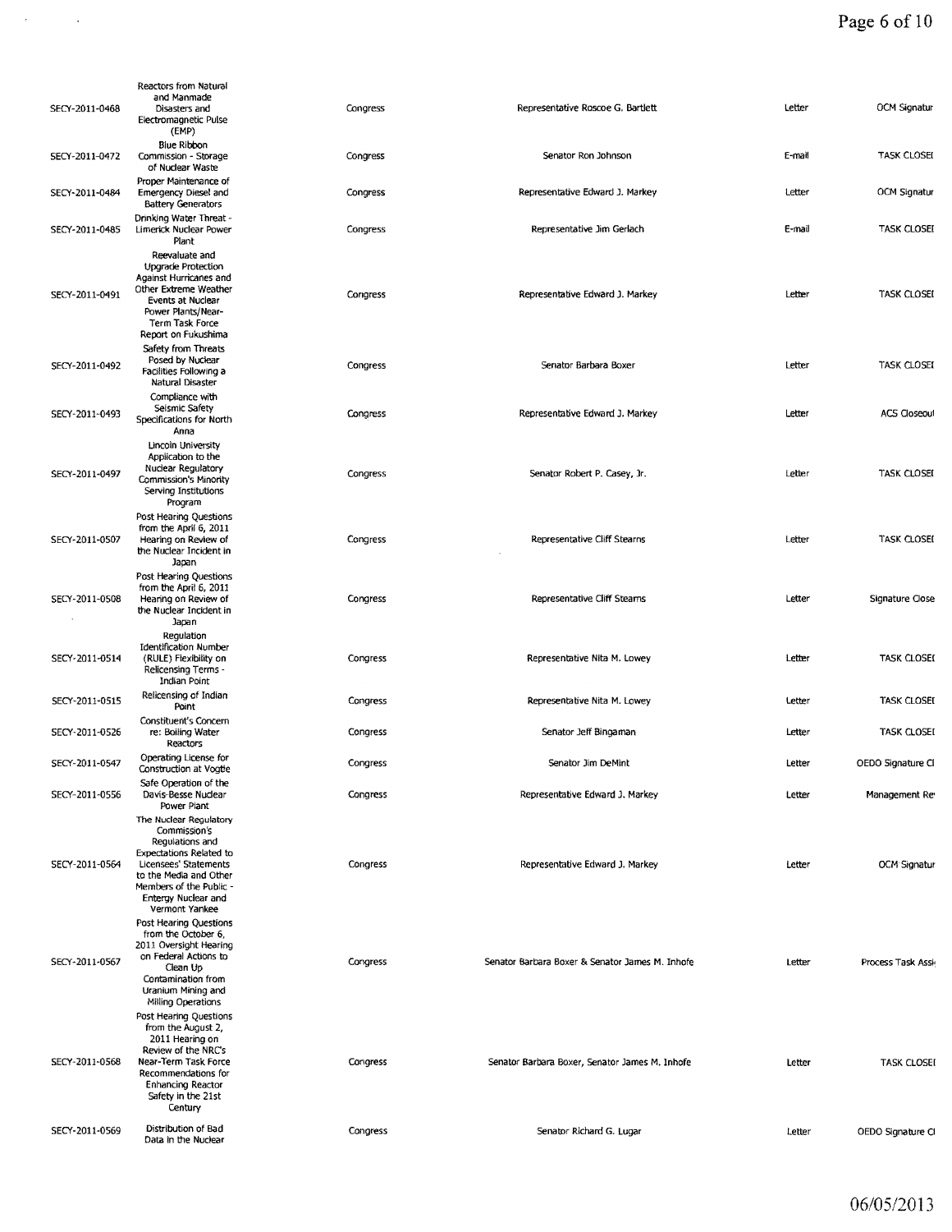| | | | | | |
|---|---|---|---|---|---|
| SECY-2011-0468 | Reactors from Natural and Manmade Disasters and Electromagnetic Pulse (EMP) | Congress | Representative Roscoe G. Bartlett | Letter | OCM Signatur |
| SECY-2011-0472 | Blue Ribbon Commission - Storage of Nuclear Waste | Congress | Senator Ron Johnson | E-mail | TASK CLOSEI |
| SECY-2011-0484 | Proper Maintenance of Emergency Diesel and Battery Generators | Congress | Representative Edward J. Markey | Letter | OCM Signatur |
| SECY-2011-0485 | Drinking Water Threat - Limerick Nuclear Power Plant | Congress | Representative Jim Gerlach | E-mail | TASK CLOSEI |
| SECY-2011-0491 | Reevaluate and Upgrade Protection Against Hurricanes and Other Extreme Weather Events at Nuclear Power Plants/Near-Term Task Force Report on Fukushima | Congress | Representative Edward J. Markey | Letter | TASK CLOSEI |
| SECY-2011-0492 | Safety from Threats Posed by Nuclear Facilities Following a Natural Disaster | Congress | Senator Barbara Boxer | Letter | TASK CLOSEI |
| SECY-2011-0493 | Compliance with Seismic Safety Specifications for North Anna | Congress | Representative Edward J. Markey | Letter | ACS Closeoul |
| SECY-2011-0497 | Lincoln University Application to the Nuclear Regulatory Commission's Minority Serving Institutions Program | Congress | Senator Robert P. Casey, Jr. | Letter | TASK CLOSEI |
| SECY-2011-0507 | Post Hearing Questions from the April 6, 2011 Hearing on Review of the Nuclear Incident in Japan | Congress | Representative Cliff Stearns | Letter | TASK CLOSEI |
| SECY-2011-0508 | Post Hearing Questions from the April 6, 2011 Hearing on Review of the Nuclear Incident in Japan | Congress | Representative Cliff Stearns | Letter | Signature Close |
| SECY-2011-0514 | Regulation Identification Number (RULE) Flexibility on Relicensing Terms - Indian Point | Congress | Representative Nita M. Lowey | Letter | TASK CLOSEI |
| SECY-2011-0515 | Relicensing of Indian Point | Congress | Representative Nita M. Lowey | Letter | TASK CLOSEI |
| SECY-2011-0526 | Constituent's Concern re: Boiling Water Reactors | Congress | Senator Jeff Bingaman | Letter | TASK CLOSEI |
| SECY-2011-0547 | Operating License for Construction at Vogtle | Congress | Senator Jim DeMint | Letter | OEDO Signature Cl |
| SECY-2011-0556 | Safe Operation of the Davis-Besse Nuclear Power Plant | Congress | Representative Edward J. Markey | Letter | Management Re |
| SECY-2011-0564 | The Nuclear Regulatory Commission's Regulations and Expectations Related to Licensees' Statements to the Media and Other Members of the Public - Entergy Nuclear and Vermont Yankee | Congress | Representative Edward J. Markey | Letter | OCM Signatur |
| SECY-2011-0567 | Post Hearing Questions from the October 6, 2011 Oversight Hearing on Federal Actions to Clean Up Contamination from Uranium Mining and Milling Operations | Congress | Senator Barbara Boxer & Senator James M. Inhofe | Letter | Process Task Assi |
| SECY-2011-0568 | Post Hearing Questions from the August 2, 2011 Hearing on Review of the NRC's Near-Term Task Force Recommendations for Enhancing Reactor Safety in the 21st Century | Congress | Senator Barbara Boxer, Senator James M. Inhofe | Letter | TASK CLOSEI |
| SECY-2011-0569 | Distribution of Bad Data in the Nuclear | Congress | Senator Richard G. Lugar | Letter | OEDO Signature Cl |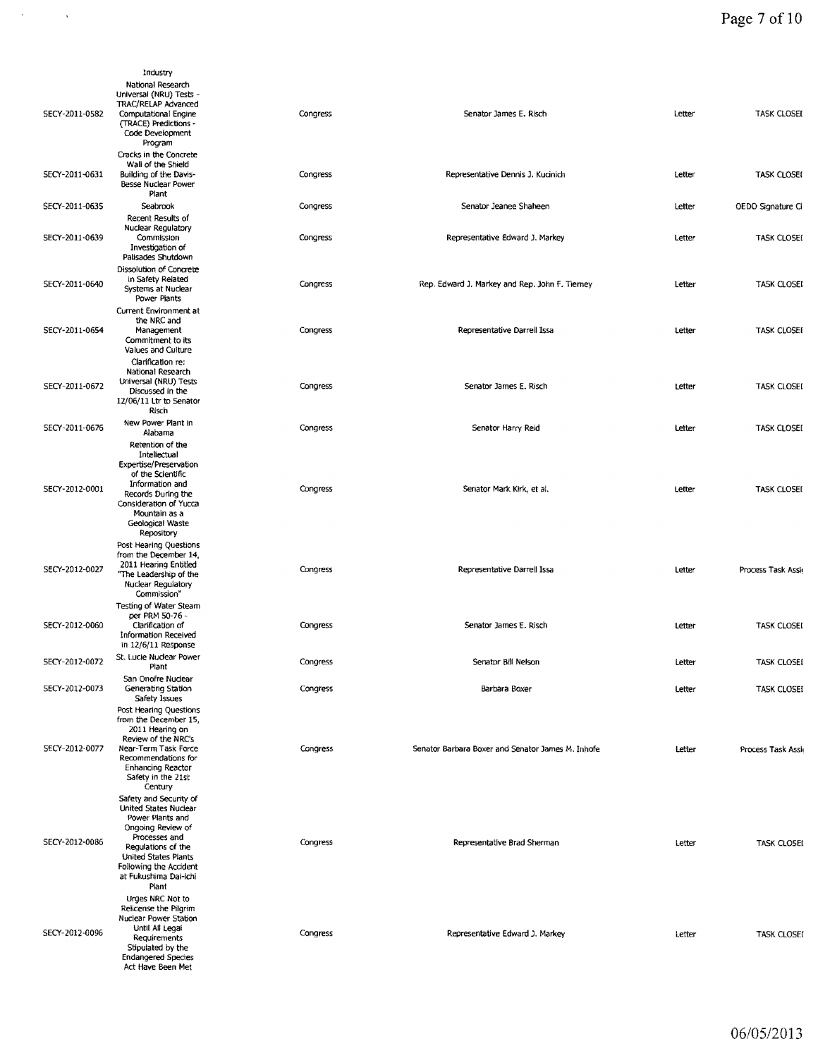| | | | | | |
|---|---|---|---|---|---|
| | Industry | | | | |
| SECY-2011-0582 | National Research Universal (NRU) Tests - TRAC/RELAP Advanced Computational Engine (TRACE) Predictions - Code Development Program | Congress | Senator James E. Risch | Letter | TASK CLOSEI |
| SECY-2011-0631 | Cracks in the Concrete Wall of the Shield Building of the Davis-Besse Nuclear Power Plant | Congress | Representative Dennis J. Kucinich | Letter | TASK CLOSEI |
| SECY-2011-0635 | Seabrook | Congress | Senator Jeanee Shaheen | Letter | OEDO Signature Cl |
| SECY-2011-0639 | Recent Results of Nuclear Regulatory Commission Investigation of Palisades Shutdown | Congress | Representative Edward J. Markey | Letter | TASK CLOSEI |
| SECY-2011-0640 | Dissolution of Concrete in Safety Related Systems at Nuclear Power Plants | Congress | Rep. Edward J. Markey and Rep. John F. Tierney | Letter | TASK CLOSEI |
| SECY-2011-0654 | Current Environment at the NRC and Management Commitment to its Values and Culture | Congress | Representative Darrell Issa | Letter | TASK CLOSEI |
| SECY-2011-0672 | Clarification re: National Research Universal (NRU) Tests Discussed in the 12/06/11 Ltr to Senator Risch | Congress | Senator James E. Risch | Letter | TASK CLOSEI |
| SECY-2011-0676 | New Power Plant in Alabama | Congress | Senator Harry Reid | Letter | TASK CLOSEI |
| SECY-2012-0001 | Retention of the Intellectual Expertise/Preservation of the Scientific Information and Records During the Consideration of Yucca Mountain as a Geological Waste Repository | Congress | Senator Mark Kirk, et al. | Letter | TASK CLOSEI |
| SECY-2012-0027 | Post Hearing Questions from the December 14, 2011 Hearing Entitled "The Leadership of the Nuclear Regulatory Commission" | Congress | Representative Darrell Issa | Letter | Process Task Assi |
| SECY-2012-0060 | Testing of Water Steam per PRM 50-76 - Clarification of Information Received in 12/6/11 Response | Congress | Senator James E. Risch | Letter | TASK CLOSEI |
| SECY-2012-0072 | St. Lucie Nuclear Power Plant | Congress | Senator Bill Nelson | Letter | TASK CLOSEI |
| SECY-2012-0073 | San Onofre Nuclear Generating Station Safety Issues | Congress | Barbara Boxer | Letter | TASK CLOSEI |
| SECY-2012-0077 | Post Hearing Questions from the December 15, 2011 Hearing on Review of the NRC's Near-Term Task Force Recommendations for Enhancing Reactor Safety in the 21st Century | Congress | Senator Barbara Boxer and Senator James M. Inhofe | Letter | Process Task Assi |
| SECY-2012-0086 | Safety and Security of United States Nuclear Power Plants and Ongoing Review of Processes and Regulations of the United States Plants Following the Accident at Fukushima Dai-ichi Plant | Congress | Representative Brad Sherman | Letter | TASK CLOSEI |
| SECY-2012-0096 | Urges NRC Not to Relicense the Pilgrim Nuclear Power Station Until All Legal Requirements Stipulated by the Endangered Species Act Have Been Met | Congress | Representative Edward J. Markey | Letter | TASK CLOSEI |

06/05/2013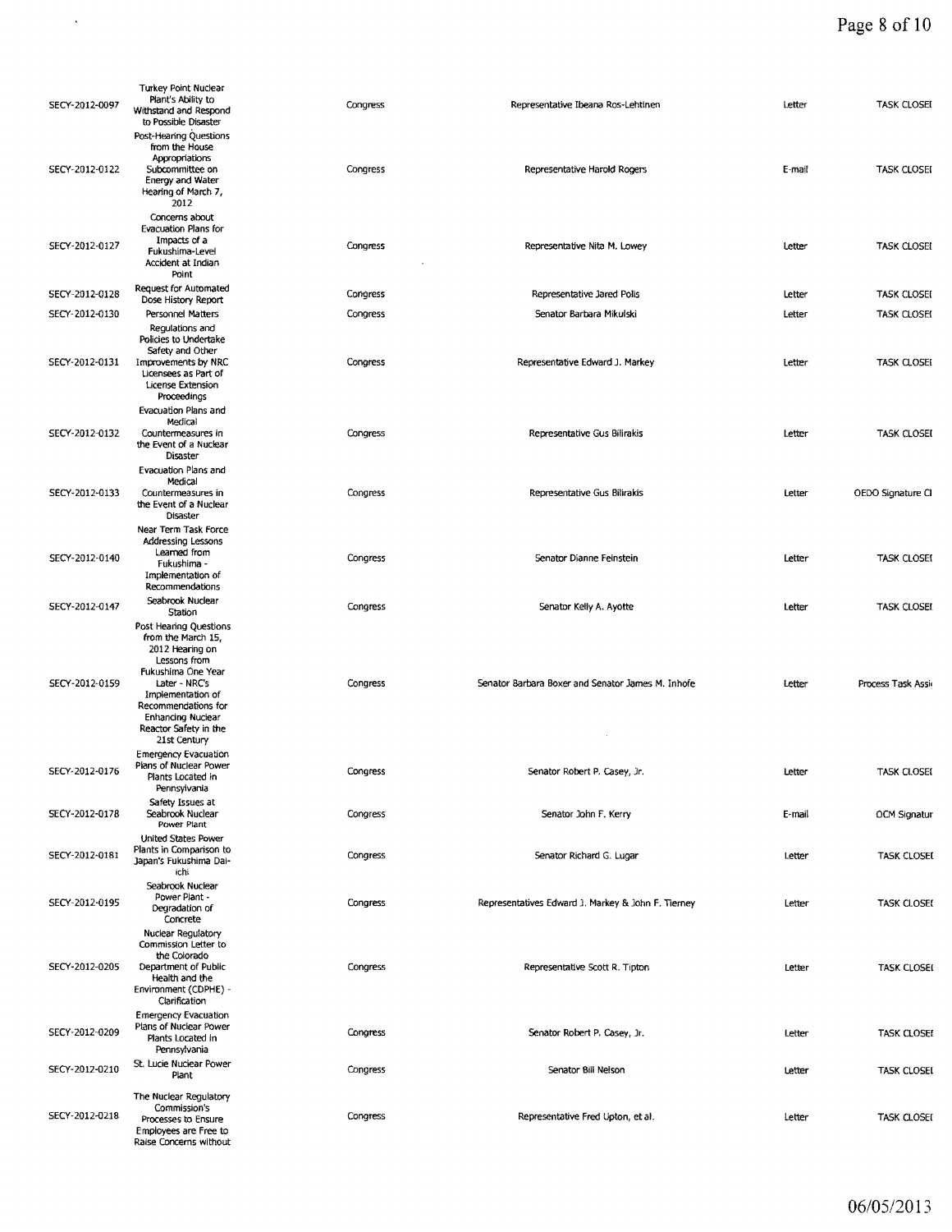| | | | | | |
|---|---|---|---|---|---|
| SECY-2012-0097 | Turkey Point Nuclear Plant's Ability to Withstand and Respond to Possible Disaster | Congress | Representative Ibeana Ros-Lehtinen | Letter | TASK CLOSEI |
| SECY-2012-0122 | Post-Hearing Questions from the House Appropriations Subcommittee on Energy and Water Hearing of March 7, 2012 | Congress | Representative Harold Rogers | E-mail | TASK CLOSEI |
| SECY-2012-0127 | Concerns about Evacuation Plans for Impacts of a Fukushima-Level Accident at Indian Point | Congress | Representative Nita M. Lowey | Letter | TASK CLOSEI |
| SECY-2012-0128 | Request for Automated Dose History Report | Congress | Representative Jared Polis | Letter | TASK CLOSEI |
| SECY-2012-0130 | Personnel Matters | Congress | Senator Barbara Mikulski | Letter | TASK CLOSEI |
| SECY-2012-0131 | Regulations and Policies to Undertake Safety and Other Improvements by NRC Licensees as Part of License Extension Proceedings | Congress | Representative Edward J. Markey | Letter | TASK CLOSEI |
| SECY-2012-0132 | Evacuation Plans and Medical Countermeasures in the Event of a Nuclear Disaster | Congress | Representative Gus Bilirakis | Letter | TASK CLOSEI |
| SECY-2012-0133 | Evacuation Plans and Medical Countermeasures in the Event of a Nuclear Disaster | Congress | Representative Gus Bilirakis | Letter | OEDO Signature Cl |
| SECY-2012-0140 | Near Term Task Force Addressing Lessons Learned from Fukushima - Implementation of Recommendations | Congress | Senator Dianne Feinstein | Letter | TASK CLOSEI |
| SECY-2012-0147 | Seabrook Nuclear Station | Congress | Senator Kelly A. Ayotte | Letter | TASK CLOSEI |
| SECY-2012-0159 | Post Hearing Questions from the March 15, 2012 Hearing on Lessons from Fukushima One Year Later - NRC's Implementation of Recommendations for Enhancing Nuclear Reactor Safety in the 21st Century | Congress | Senator Barbara Boxer and Senator James M. Inhofe | Letter | Process Task Assi |
| SECY-2012-0176 | Emergency Evacuation Plans of Nuclear Power Plants Located in Pennsylvania | Congress | Senator Robert P. Casey, Jr. | Letter | TASK CLOSEI |
| SECY-2012-0178 | Safety Issues at Seabrook Nuclear Power Plant | Congress | Senator John F. Kerry | E-mail | OCM Signatur |
| SECY-2012-0181 | United States Power Plants in Comparison to Japan's Fukushima Dai-ichi | Congress | Senator Richard G. Lugar | Letter | TASK CLOSEI |
| SECY-2012-0195 | Seabrook Nuclear Power Plant - Degradation of Concrete | Congress | Representatives Edward J. Markey & John F. Tierney | Letter | TASK CLOSEI |
| SECY-2012-0205 | Nuclear Regulatory Commission Letter to the Colorado Department of Public Health and the Environment (CDPHE) - Clarification | Congress | Representative Scott R. Tipton | Letter | TASK CLOSEI |
| SECY-2012-0209 | Emergency Evacuation Plans of Nuclear Power Plants Located in Pennsylvania | Congress | Senator Robert P. Casey, Jr. | Letter | TASK CLOSEI |
| SECY-2012-0210 | St. Lucie Nuclear Power Plant | Congress | Senator Bill Nelson | Letter | TASK CLOSEI |
| SECY-2012-0218 | The Nuclear Regulatory Commission's Processes to Ensure Employees are Free to Raise Concerns without | Congress | Representative Fred Upton, et al. | Letter | TASK CLOSEI |

06/05/2013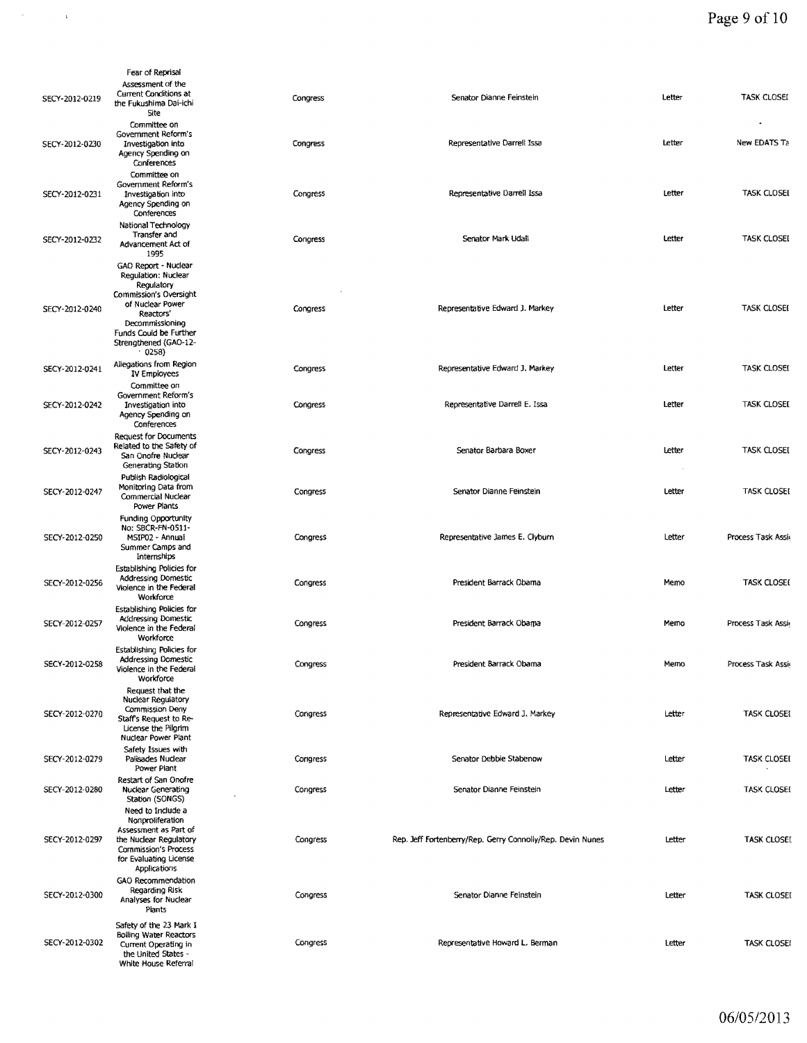| | | | | | |
|---|---|---|---|---|---|
| SECY-2012-0219 | Fear of Reprisal Assessment of the Current Conditions at the Fukushima Dai-ichi Site | Congress | Senator Dianne Feinstein | Letter | TASK CLOSEI |
| SECY-2012-0230 | Committee on Government Reform's Investigation into Agency Spending on Conferences | Congress | Representative Darrell Issa | Letter | New EDATS Ta |
| SECY-2012-0231 | Committee on Government Reform's Investigation into Agency Spending on Conferences | Congress | Representative Darrell Issa | Letter | TASK CLOSEI |
| SECY-2012-0232 | National Technology Transfer and Advancement Act of 1995 | Congress | Senator Mark Udall | Letter | TASK CLOSEI |
| SECY-2012-0240 | GAO Report - Nuclear Regulation: Nuclear Regulatory Commission's Oversight of Nuclear Power Reactors' Decommissioning Funds Could be Further Strengthened (GAO-12-0258) | Congress | Representative Edward J. Markey | Letter | TASK CLOSEI |
| SECY-2012-0241 | Allegations from Region IV Employees | Congress | Representative Edward J. Markey | Letter | TASK CLOSEI |
| SECY-2012-0242 | Committee on Government Reform's Investigation into Agency Spending on Conferences | Congress | Representative Darrell E. Issa | Letter | TASK CLOSEI |
| SECY-2012-0243 | Request for Documents Related to the Safety of San Onofre Nuclear Generating Station | Congress | Senator Barbara Boxer | Letter | TASK CLOSEI |
| SECY-2012-0247 | Publish Radiological Monitoring Data from Commercial Nuclear Power Plants | Congress | Senator Dianne Feinstein | Letter | TASK CLOSEI |
| SECY-2012-0250 | Funding Opportunity No: SBCR-FN-0511-MSIP02 - Annual Summer Camps and Internships | Congress | Representative James E. Clyburn | Letter | Process Task Assi |
| SECY-2012-0256 | Establishing Policies for Addressing Domestic Violence in the Federal Workforce | Congress | President Barrack Obama | Memo | TASK CLOSEI |
| SECY-2012-0257 | Establishing Policies for Addressing Domestic Violence in the Federal Workforce | Congress | President Barrack Obama | Memo | Process Task Assi |
| SECY-2012-0258 | Establishing Policies for Addressing Domestic Violence in the Federal Workforce | Congress | President Barrack Obama | Memo | Process Task Assi |
| SECY-2012-0270 | Request that the Nuclear Regulatory Commission Deny Staff's Request to Re-License the Pilgrim Nuclear Power Plant | Congress | Representative Edward J. Markey | Letter | TASK CLOSEI |
| SECY-2012-0279 | Safety Issues with Palisades Nuclear Power Plant | Congress | Senator Debbie Stabenow | Letter | TASK CLOSEI |
| SECY-2012-0280 | Restart of San Onofre Nuclear Generating Station (SONGS) | Congress | Senator Dianne Feinstein | Letter | TASK CLOSEI |
| SECY-2012-0297 | Need to Include a Nonproliferation Assessment as Part of the Nuclear Regulatory Commission's Process for Evaluating License Applications | Congress | Rep. Jeff Fortenberry/Rep. Gerry Connolly/Rep. Devin Nunes | Letter | TASK CLOSEI |
| SECY-2012-0300 | GAO Recommendation Regarding Risk Analyses for Nuclear Plants | Congress | Senator Dianne Feinstein | Letter | TASK CLOSEI |
| SECY-2012-0302 | Safety of the 23 Mark I Boiling Water Reactors Current Operating in the United States - White House Referral | Congress | Representative Howard L. Berman | Letter | TASK CLOSEI |

06/05/2013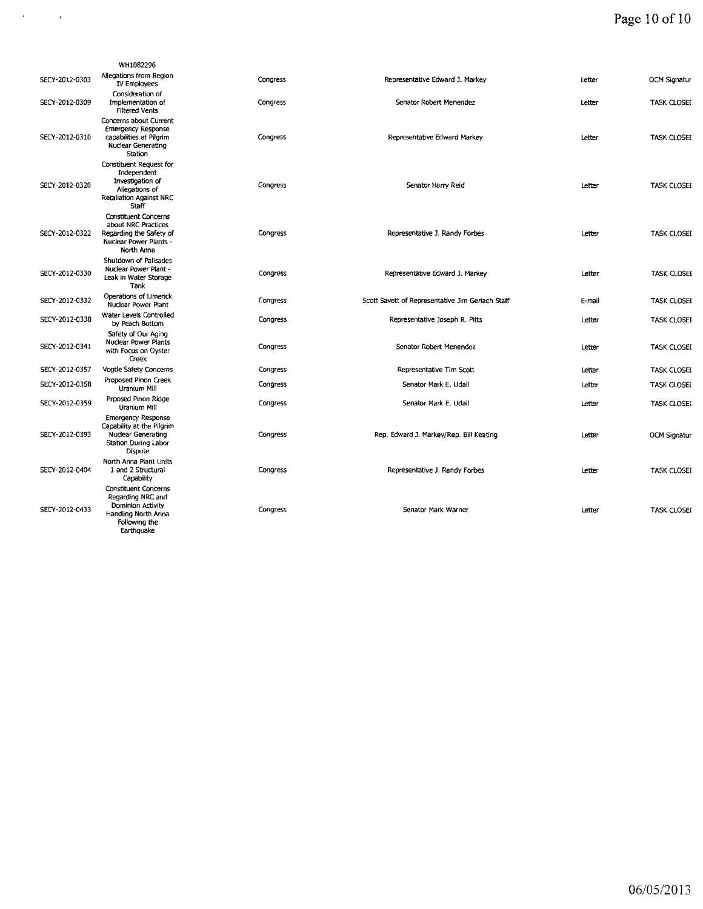| | | | | | |
|---|---|---|---|---|---|
| | WH1082296 | | | | |
| SECY-2012-0303 | Allegations from Region IV Employees | Congress | Representative Edward J. Markey | Letter | OCM Signatur |
| SECY-2012-0309 | Consideration of Implementation of Filtered Vents | Congress | Senator Robert Menendez | Letter | TASK CLOSEI |
| SECY-2012-0310 | Concerns about Current Emergency Response capabilities at Pilgrim Nuclear Generating Station | Congress | Representative Edward Markey | Letter | TASK CLOSEI |
| SECY-2012-0320 | Constituent Request for Independent Investigation of Allegations of Retaliation Against NRC Staff | Congress | Senator Harry Reid | Letter | TASK CLOSEI |
| SECY-2012-0322 | Constituent Concerns about NRC Practices Regarding the Safety of Nuclear Power Plants - North Anna | Congress | Representative J. Randy Forbes | Letter | TASK CLOSEI |
| SECY-2012-0330 | Shutdown of Palisades Nuclear Power Plant - Leak in Water Storage Tank | Congress | Representative Edward J. Markey | Letter | TASK CLOSEI |
| SECY-2012-0332 | Operations of Limerick Nuclear Power Plant | Congress | Scott Savett of Representative Jim Gerlach Staff | E-mail | TASK CLOSEI |
| SECY-2012-0338 | Water Levels Controlled by Peach Bottom | Congress | Representative Joseph R. Pitts | Letter | TASK CLOSEI |
| SECY-2012-0341 | Safety of Our Aging Nuclear Power Plants with Focus on Oyster Creek | Congress | Senator Robert Menendez | Letter | TASK CLOSEI |
| SECY-2012-0357 | Vogtle Safety Concerns | Congress | Representative Tim Scott | Letter | TASK CLOSEI |
| SECY-2012-0358 | Proposed Pinon Creek Uranium Mill | Congress | Senator Mark E. Udall | Letter | TASK CLOSEI |
| SECY-2012-0359 | Prposed Pinon Ridge Uranium Mill | Congress | Senator Mark E. Udall | Letter | TASK CLOSEI |
| SECY-2012-0393 | Emergency Response Capability at the Pilgrim Nuclear Generating Station During Labor Dispute | Congress | Rep. Edward J. Markey/Rep. Bill Keating | Letter | OCM Signatur |
| SECY-2012-0404 | North Anna Plant Units 1 and 2 Structural Capability | Congress | Representative J. Randy Forbes | Letter | TASK CLOSEI |
| SECY-2012-0433 | Constituent Concerns Regarding NRC and Dominion Activity Handling North Anna Following the Earthquake | Congress | Senator Mark Warner | Letter | TASK CLOSEI |

06/05/2013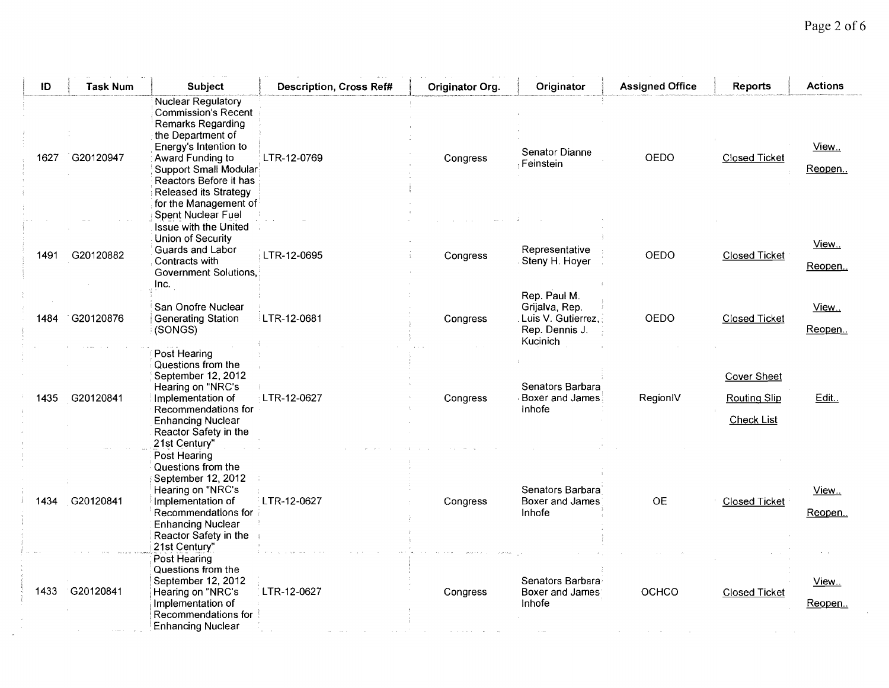| ID | Task Num | Subject | Description, Cross Ref# | Originator Org. | Originator | Assigned Office | Reports | Actions |
|---|---|---|---|---|---|---|---|---|
| 1627 | G20120947 | Nuclear Regulatory Commission's Recent Remarks Regarding the Department of Energy's Intention to Award Funding to Support Small Modular Reactors Before it has Released its Strategy for the Management of Spent Nuclear Fuel | LTR-12-0769 | Congress | Senator Dianne Feinstein | OEDO | Closed Ticket | View.. Reopen.. |
| 1491 | G20120882 | Issue with the United Union of Security Guards and Labor Contracts with Government Solutions, Inc. | LTR-12-0695 | Congress | Representative Steny H. Hoyer | OEDO | Closed Ticket | View.. Reopen.. |
| 1484 | G20120876 | San Onofre Nuclear Generating Station (SONGS) | LTR-12-0681 | Congress | Rep. Paul M. Grijalva, Rep. Luis V. Gutierrez, Rep. Dennis J. Kucinich | OEDO | Closed Ticket | View.. Reopen.. |
| 1435 | G20120841 | Post Hearing Questions from the September 12, 2012 Hearing on "NRC's Implementation of Recommendations for Enhancing Nuclear Reactor Safety in the 21st Century" | LTR-12-0627 | Congress | Senators Barbara Boxer and James Inhofe | RegionIV | Cover Sheet Routing Slip Check List | Edit.. |
| 1434 | G20120841 | Post Hearing Questions from the September 12, 2012 Hearing on "NRC's Implementation of Recommendations for Enhancing Nuclear Reactor Safety in the 21st Century" | LTR-12-0627 | Congress | Senators Barbara Boxer and James Inhofe | OE | Closed Ticket | View.. Reopen.. |
| 1433 | G20120841 | Post Hearing Questions from the September 12, 2012 Hearing on "NRC's Implementation of Recommendations for Enhancing Nuclear | LTR-12-0627 | Congress | Senators Barbara Boxer and James Inhofe | OCHCO | Closed Ticket | View.. Reopen.. |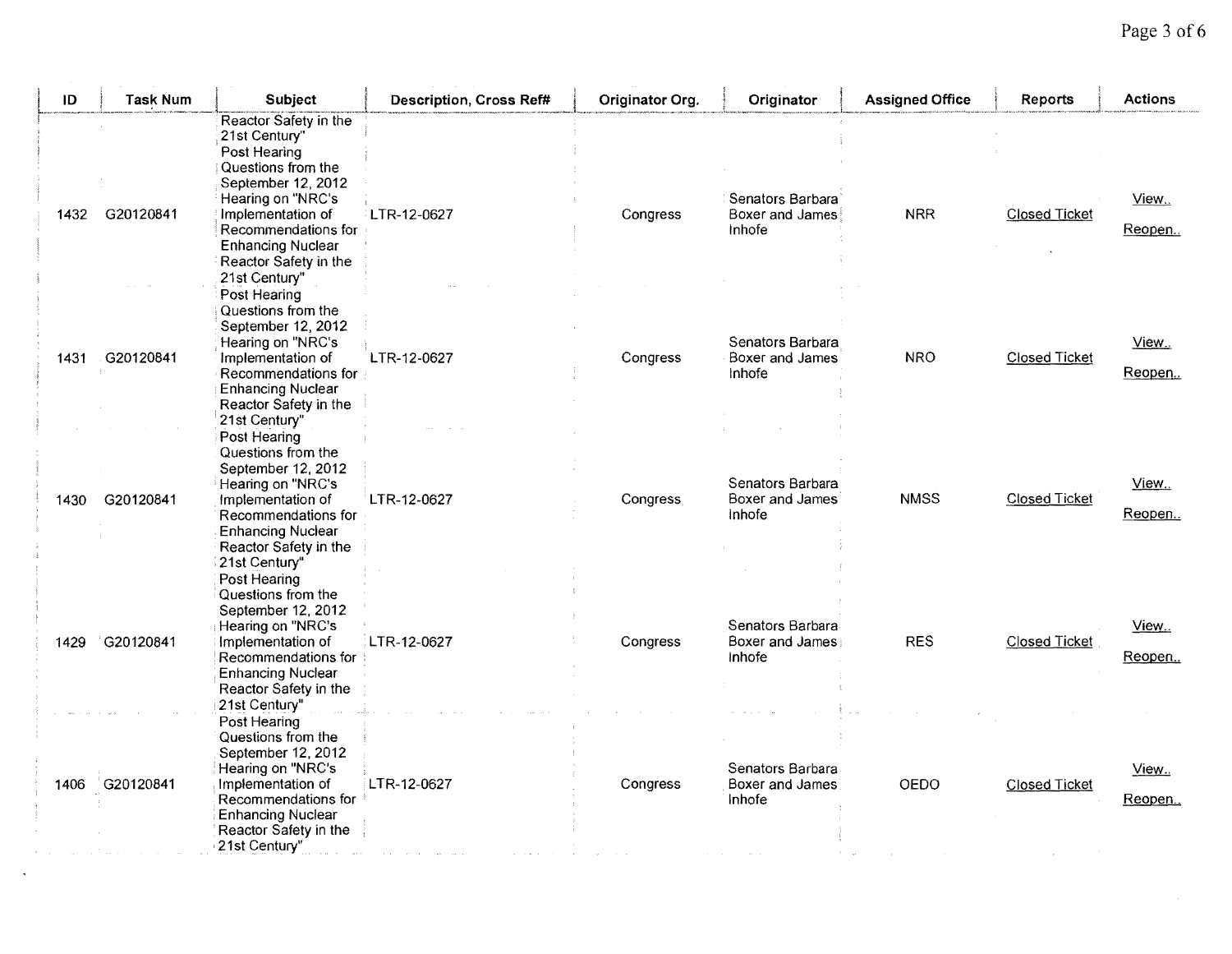| ID | Task Num | Subject | Description, Cross Ref# | Originator Org. | Originator | Assigned Office | Reports | Actions |
|---|---|---|---|---|---|---|---|---|
| | | Reactor Safety in the 21st Century" | | | | | | |
| 1432 | G20120841 | Post Hearing Questions from the September 12, 2012 Hearing on "NRC's Implementation of Recommendations for Enhancing Nuclear Reactor Safety in the 21st Century" | LTR-12-0627 | Congress | Senators Barbara Boxer and James Inhofe | NRR | Closed Ticket | View.. Reopen.. |
| 1431 | G20120841 | Post Hearing Questions from the September 12, 2012 Hearing on "NRC's Implementation of Recommendations for Enhancing Nuclear Reactor Safety in the 21st Century" | LTR-12-0627 | Congress | Senators Barbara Boxer and James Inhofe | NRO | Closed Ticket | View.. Reopen.. |
| 1430 | G20120841 | Post Hearing Questions from the September 12, 2012 Hearing on "NRC's Implementation of Recommendations for Enhancing Nuclear Reactor Safety in the 21st Century" | LTR-12-0627 | Congress | Senators Barbara Boxer and James Inhofe | NMSS | Closed Ticket | View.. Reopen.. |
| 1429 | G20120841 | Post Hearing Questions from the September 12, 2012 Hearing on "NRC's Implementation of Recommendations for Enhancing Nuclear Reactor Safety in the 21st Century" | LTR-12-0627 | Congress | Senators Barbara Boxer and James Inhofe | RES | Closed Ticket | View.. Reopen.. |
| 1406 | G20120841 | Post Hearing Questions from the September 12, 2012 Hearing on "NRC's Implementation of Recommendations for Enhancing Nuclear Reactor Safety in the 21st Century" | LTR-12-0627 | Congress | Senators Barbara Boxer and James Inhofe | OEDO | Closed Ticket | View.. Reopen.. |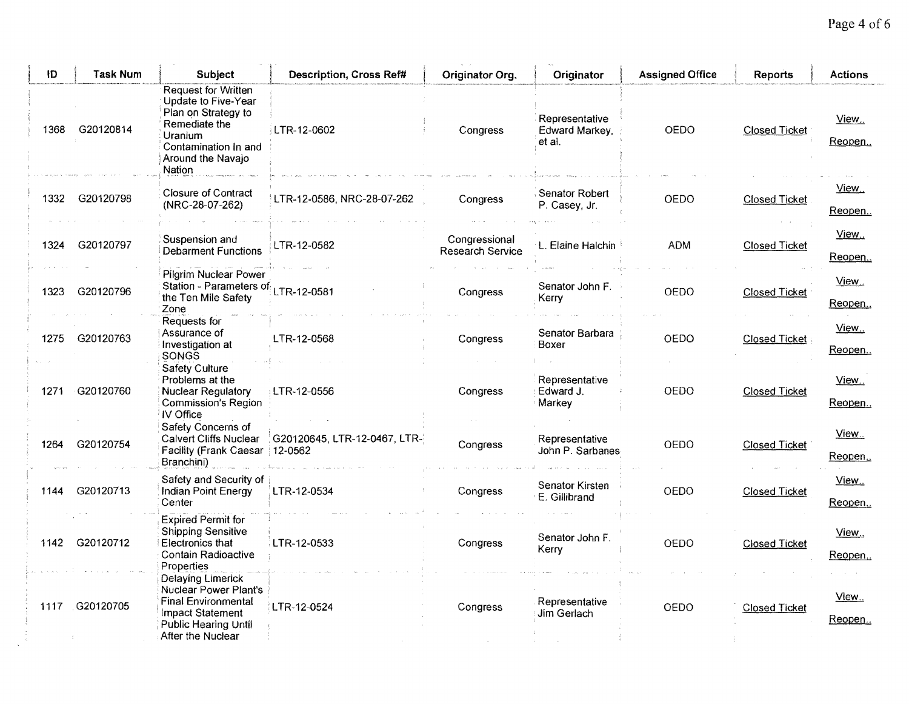| ID | Task Num | Subject | Description, Cross Ref# | Originator Org. | Originator | Assigned Office | Reports | Actions |
|---|---|---|---|---|---|---|---|---|
| 1368 | G20120814 | Request for Written Update to Five-Year Plan on Strategy to Remediate the Uranium Contamination In and Around the Navajo Nation | LTR-12-0602 | Congress | Representative Edward Markey, et al. | OEDO | Closed Ticket | View.. Reopen.. |
| 1332 | G20120798 | Closure of Contract (NRC-28-07-262) | LTR-12-0586, NRC-28-07-262 | Congress | Senator Robert P. Casey, Jr. | OEDO | Closed Ticket | View.. Reopen.. |
| 1324 | G20120797 | Suspension and Debarment Functions | LTR-12-0582 | Congressional Research Service | L. Elaine Halchin | ADM | Closed Ticket | View.. Reopen.. |
| 1323 | G20120796 | Pilgrim Nuclear Power Station - Parameters of the Ten Mile Safety Zone | LTR-12-0581 | Congress | Senator John F. Kerry | OEDO | Closed Ticket | View.. Reopen.. |
| 1275 | G20120763 | Requests for Assurance of Investigation at SONGS | LTR-12-0568 | Congress | Senator Barbara Boxer | OEDO | Closed Ticket | View.. Reopen.. |
| 1271 | G20120760 | Safety Culture Problems at the Nuclear Regulatory Commission's Region IV Office | LTR-12-0556 | Congress | Representative Edward J. Markey | OEDO | Closed Ticket | View.. Reopen.. |
| 1264 | G20120754 | Safety Concerns of Calvert Cliffs Nuclear Facility (Frank Caesar Branchini) | G20120645, LTR-12-0467, LTR-12-0562 | Congress | Representative John P. Sarbanes | OEDO | Closed Ticket | View.. Reopen.. |
| 1144 | G20120713 | Safety and Security of Indian Point Energy Center | LTR-12-0534 | Congress | Senator Kirsten E. Gillibrand | OEDO | Closed Ticket | View.. Reopen.. |
| 1142 | G20120712 | Expired Permit for Shipping Sensitive Electronics that Contain Radioactive Properties | LTR-12-0533 | Congress | Senator John F. Kerry | OEDO | Closed Ticket | View.. Reopen.. |
| 1117 | G20120705 | Delaying Limerick Nuclear Power Plant's Final Environmental Impact Statement Public Hearing Until After the Nuclear | LTR-12-0524 | Congress | Representative Jim Gerlach | OEDO | Closed Ticket | View.. Reopen.. |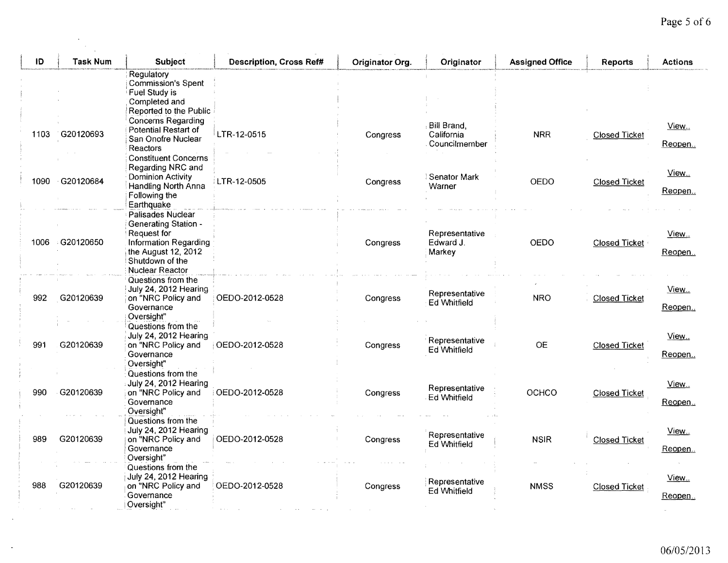| ID | Task Num | Subject | Description, Cross Ref# | Originator Org. | Originator | Assigned Office | Reports | Actions |
|---|---|---|---|---|---|---|---|---|
| 1103 | G20120693 | Regulatory Commission's Spent Fuel Study is Completed and Reported to the Public Concerns Regarding Potential Restart of San Onofre Nuclear Reactors | LTR-12-0515 | Congress | Bill Brand, California Councilmember | NRR | Closed Ticket | View.. Reopen.. |
| 1090 | G20120684 | Constituent Concerns Regarding NRC and Dominion Activity Handling North Anna Following the Earthquake | LTR-12-0505 | Congress | Senator Mark Warner | OEDO | Closed Ticket | View.. Reopen.. |
| 1006 | G20120650 | Palisades Nuclear Generating Station - Request for Information Regarding the August 12, 2012 Shutdown of the Nuclear Reactor | | Congress | Representative Edward J. Markey | OEDO | Closed Ticket | View.. Reopen.. |
| 992 | G20120639 | Questions from the July 24, 2012 Hearing on "NRC Policy and Governance Oversight" | OEDO-2012-0528 | Congress | Representative Ed Whitfield | NRO | Closed Ticket | View.. Reopen.. |
| 991 | G20120639 | Questions from the July 24, 2012 Hearing on "NRC Policy and Governance Oversight" | OEDO-2012-0528 | Congress | Representative Ed Whitfield | OE | Closed Ticket | View.. Reopen.. |
| 990 | G20120639 | Questions from the July 24, 2012 Hearing on "NRC Policy and Governance Oversight" | OEDO-2012-0528 | Congress | Representative Ed Whitfield | OCHCO | Closed Ticket | View.. Reopen.. |
| 989 | G20120639 | Questions from the July 24, 2012 Hearing on "NRC Policy and Governance Oversight" | OEDO-2012-0528 | Congress | Representative Ed Whitfield | NSIR | Closed Ticket | View.. Reopen.. |
| 988 | G20120639 | Questions from the July 24, 2012 Hearing on "NRC Policy and Governance Oversight" | OEDO-2012-0528 | Congress | Representative Ed Whitfield | NMSS | Closed Ticket | View.. Reopen.. |

06/05/2013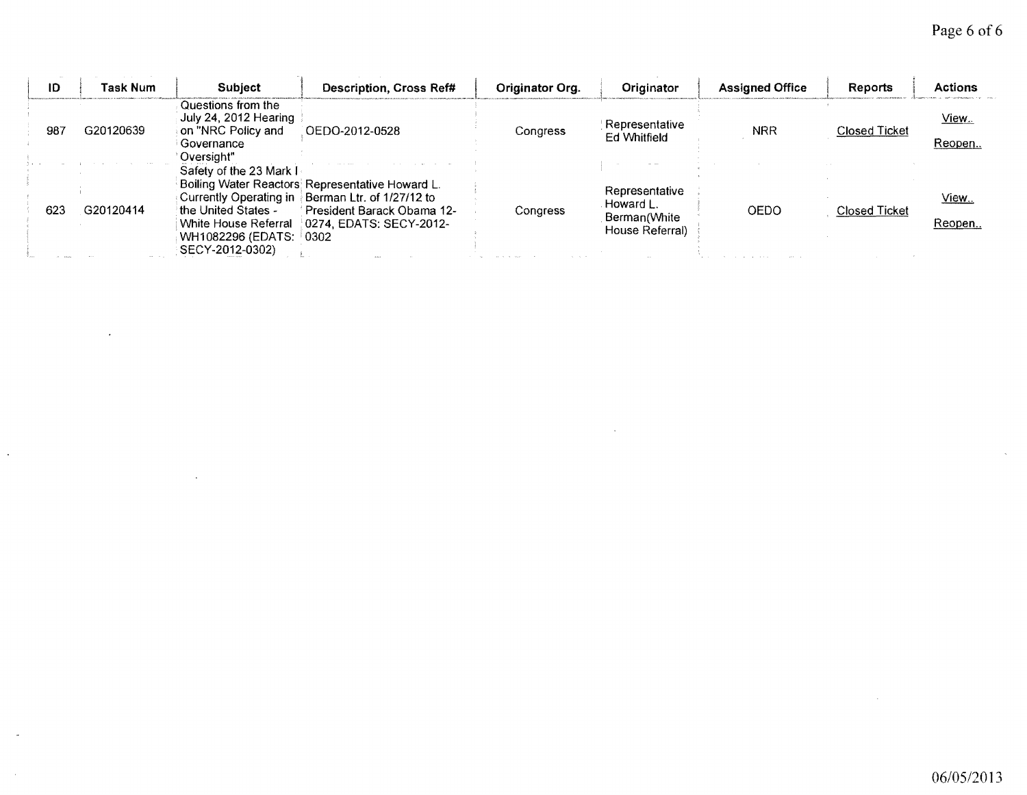| ID | Task Num | Subject | Description, Cross Ref# | Originator Org. | Originator | Assigned Office | Reports | Actions |
|---|---|---|---|---|---|---|---|---|
| 987 | G20120639 | Questions from the July 24, 2012 Hearing on "NRC Policy and Governance Oversight" | OEDO-2012-0528 | Congress | Representative Ed Whitfield | NRR | Closed Ticket | View.. Reopen.. |
| 623 | G20120414 | Safety of the 23 Mark I Boiling Water Reactors Currently Operating in the United States - White House Referral WH1082296 (EDATS: SECY-2012-0302) | Representative Howard L. Berman Ltr. of 1/27/12 to President Barack Obama 12-0274, EDATS: SECY-2012-0302 | Congress | Representative Howard L. Berman(White House Referral) | OEDO | Closed Ticket | View.. Reopen.. |

06/05/2013